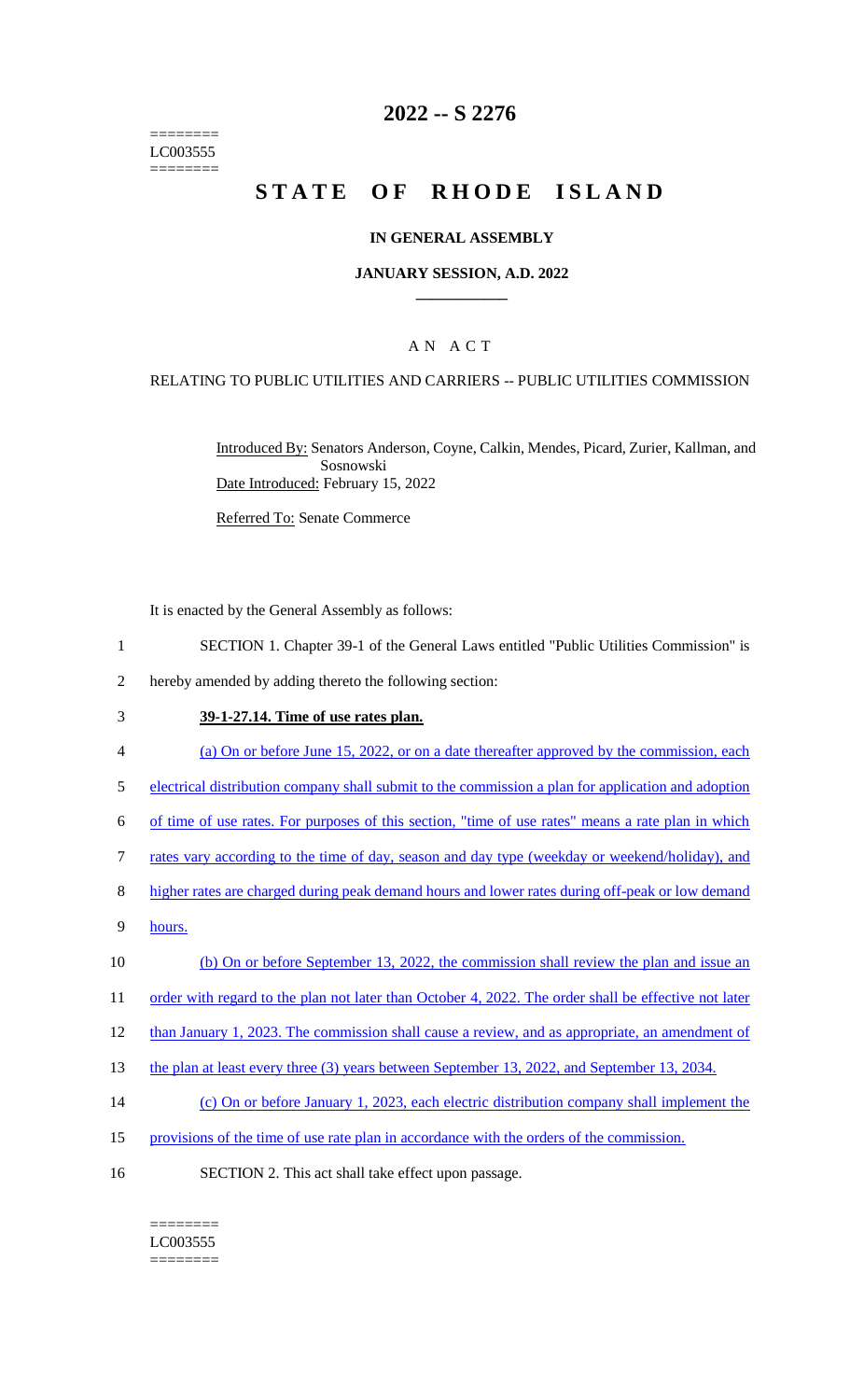========
LC003555
========

# 2022 -- S 2276

# STATE OF RHODE ISLAND

## IN GENERAL ASSEMBLY

### JANUARY SESSION, A.D. 2022

## A N A C T

RELATING TO PUBLIC UTILITIES AND CARRIERS -- PUBLIC UTILITIES COMMISSION

Introduced By: Senators Anderson, Coyne, Calkin, Mendes, Picard, Zurier, Kallman, and Sosnowski

Date Introduced: February 15, 2022

Referred To: Senate Commerce

It is enacted by the General Assembly as follows:

1 SECTION 1. Chapter 39-1 of the General Laws entitled "Public Utilities Commission" is
2 hereby amended by adding thereto the following section:

3 **39-1-27.14. Time of use rates plan.**

4 (a) On or before June 15, 2022, or on a date thereafter approved by the commission, each
5 electrical distribution company shall submit to the commission a plan for application and adoption
6 of time of use rates. For purposes of this section, "time of use rates" means a rate plan in which
7 rates vary according to the time of day, season and day type (weekday or weekend/holiday), and
8 higher rates are charged during peak demand hours and lower rates during off-peak or low demand
9 hours.

10 (b) On or before September 13, 2022, the commission shall review the plan and issue an
11 order with regard to the plan not later than October 4, 2022. The order shall be effective not later
12 than January 1, 2023. The commission shall cause a review, and as appropriate, an amendment of
13 the plan at least every three (3) years between September 13, 2022, and September 13, 2034.

14 (c) On or before January 1, 2023, each electric distribution company shall implement the
15 provisions of the time of use rate plan in accordance with the orders of the commission.

16 SECTION 2. This act shall take effect upon passage.

========
LC003555
========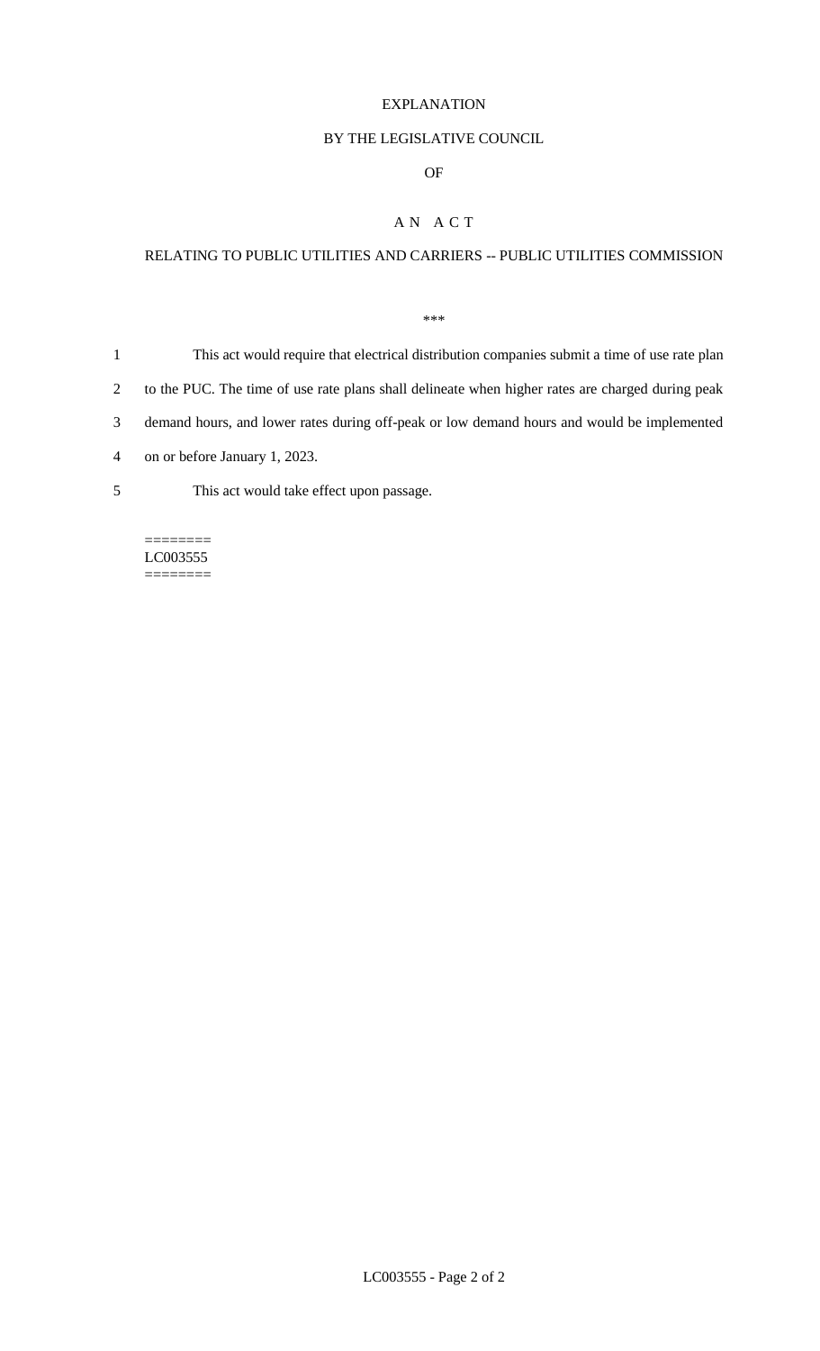EXPLANATION

BY THE LEGISLATIVE COUNCIL

OF

A N A C T

RELATING TO PUBLIC UTILITIES AND CARRIERS -- PUBLIC UTILITIES COMMISSION

\*\*\*

This act would require that electrical distribution companies submit a time of use rate plan to the PUC. The time of use rate plans shall delineate when higher rates are charged during peak demand hours, and lower rates during off-peak or low demand hours and would be implemented on or before January 1, 2023.

This act would take effect upon passage.

========
LC003555
========